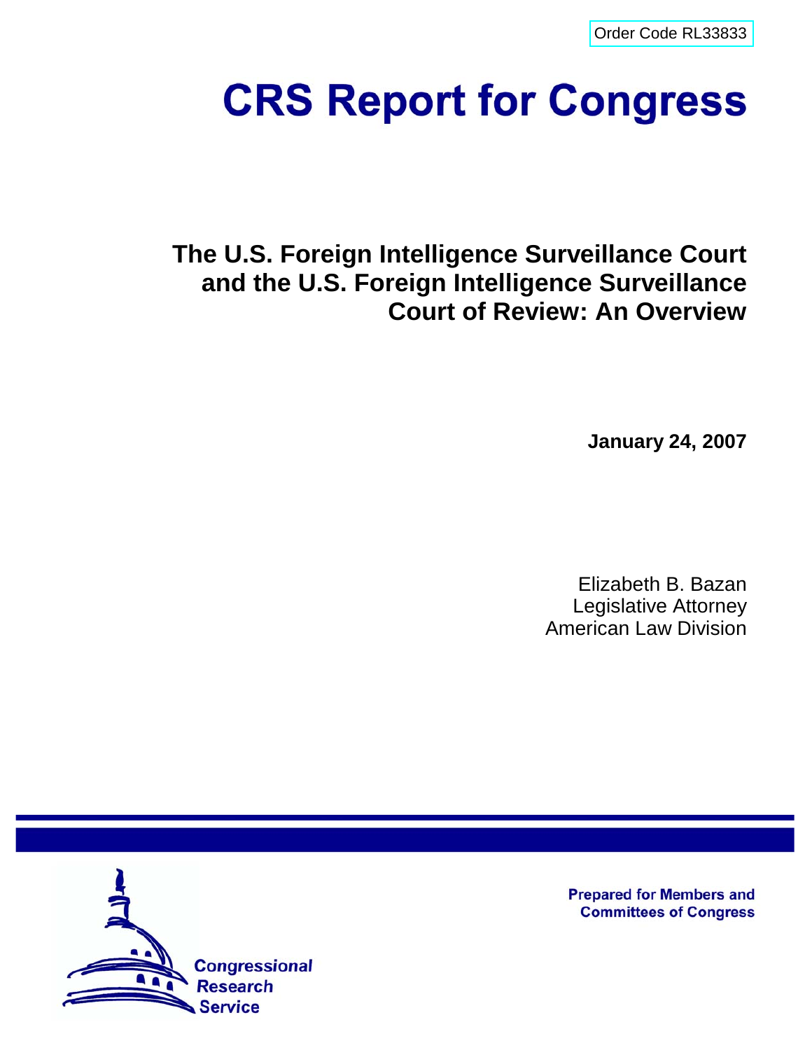Order Code RL33833

# CRS Report for Congress

## The U.S. Foreign Intelligence Surveillance Court and the U.S. Foreign Intelligence Surveillance Court of Review: An Overview

**January 24, 2007**

Elizabeth B. Bazan
Legislative Attorney
American Law Division

Prepared for Members and Committees of Congress

Congressional Research Service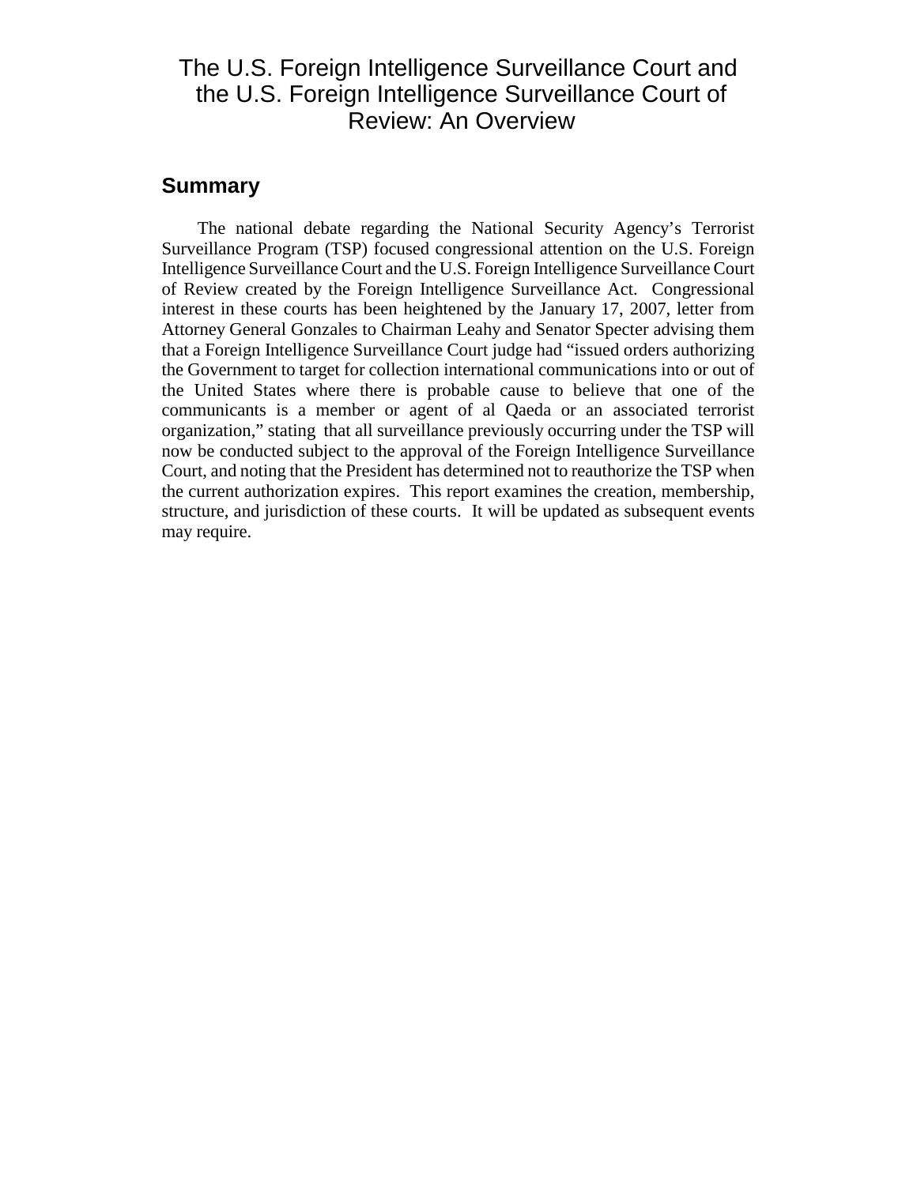# The U.S. Foreign Intelligence Surveillance Court and the U.S. Foreign Intelligence Surveillance Court of Review: An Overview

## Summary

The national debate regarding the National Security Agency's Terrorist Surveillance Program (TSP) focused congressional attention on the U.S. Foreign Intelligence Surveillance Court and the U.S. Foreign Intelligence Surveillance Court of Review created by the Foreign Intelligence Surveillance Act. Congressional interest in these courts has been heightened by the January 17, 2007, letter from Attorney General Gonzales to Chairman Leahy and Senator Specter advising them that a Foreign Intelligence Surveillance Court judge had "issued orders authorizing the Government to target for collection international communications into or out of the United States where there is probable cause to believe that one of the communicants is a member or agent of al Qaeda or an associated terrorist organization," stating that all surveillance previously occurring under the TSP will now be conducted subject to the approval of the Foreign Intelligence Surveillance Court, and noting that the President has determined not to reauthorize the TSP when the current authorization expires. This report examines the creation, membership, structure, and jurisdiction of these courts. It will be updated as subsequent events may require.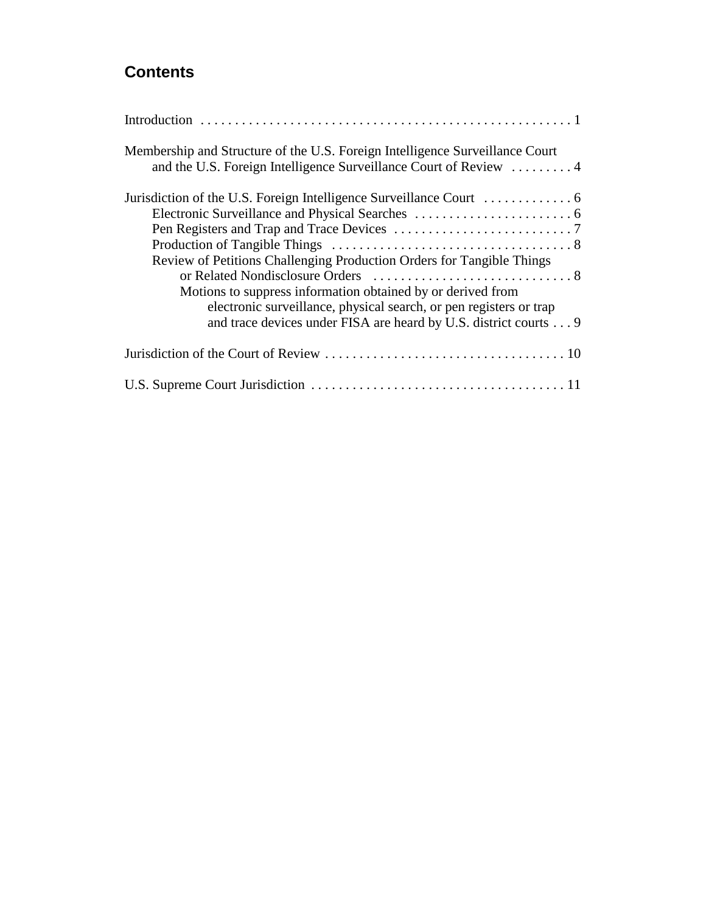## Contents

Introduction . . . . . . . . . . . . . . . . . . . . . . . . . . . . . . . . . . . . . . . . . . . . . . . . . . . . 1

Membership and Structure of the U.S. Foreign Intelligence Surveillance Court and the U.S. Foreign Intelligence Surveillance Court of Review . . . . . . . . . 4

Jurisdiction of the U.S. Foreign Intelligence Surveillance Court . . . . . . . . . . . . . 6
- Electronic Surveillance and Physical Searches . . . . . . . . . . . . . . . . . . . . . . . 6
- Pen Registers and Trap and Trace Devices . . . . . . . . . . . . . . . . . . . . . . . . . . 7
- Production of Tangible Things . . . . . . . . . . . . . . . . . . . . . . . . . . . . . . . . . . . 8
- Review of Petitions Challenging Production Orders for Tangible Things or Related Nondisclosure Orders . . . . . . . . . . . . . . . . . . . . . . . . . . . . . 8
  - Motions to suppress information obtained by or derived from electronic surveillance, physical search, or pen registers or trap and trace devices under FISA are heard by U.S. district courts . . . 9

Jurisdiction of the Court of Review . . . . . . . . . . . . . . . . . . . . . . . . . . . . . . . . . . . 10

U.S. Supreme Court Jurisdiction . . . . . . . . . . . . . . . . . . . . . . . . . . . . . . . . . . . . . 11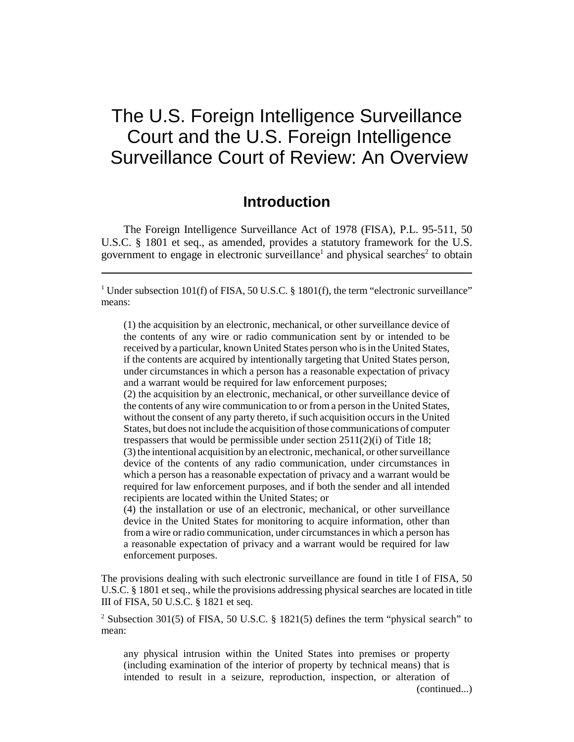# The U.S. Foreign Intelligence Surveillance Court and the U.S. Foreign Intelligence Surveillance Court of Review: An Overview

## Introduction

The Foreign Intelligence Surveillance Act of 1978 (FISA), P.L. 95-511, 50 U.S.C. § 1801 et seq., as amended, provides a statutory framework for the U.S. government to engage in electronic surveillance[1] and physical searches[2] to obtain

---

[1] Under subsection 101(f) of FISA, 50 U.S.C. § 1801(f), the term "electronic surveillance" means:

> (1) the acquisition by an electronic, mechanical, or other surveillance device of the contents of any wire or radio communication sent by or intended to be received by a particular, known United States person who is in the United States, if the contents are acquired by intentionally targeting that United States person, under circumstances in which a person has a reasonable expectation of privacy and a warrant would be required for law enforcement purposes;
> (2) the acquisition by an electronic, mechanical, or other surveillance device of the contents of any wire communication to or from a person in the United States, without the consent of any party thereto, if such acquisition occurs in the United States, but does not include the acquisition of those communications of computer trespassers that would be permissible under section 2511(2)(i) of Title 18;
> (3) the intentional acquisition by an electronic, mechanical, or other surveillance device of the contents of any radio communication, under circumstances in which a person has a reasonable expectation of privacy and a warrant would be required for law enforcement purposes, and if both the sender and all intended recipients are located within the United States; or
> (4) the installation or use of an electronic, mechanical, or other surveillance device in the United States for monitoring to acquire information, other than from a wire or radio communication, under circumstances in which a person has a reasonable expectation of privacy and a warrant would be required for law enforcement purposes.

The provisions dealing with such electronic surveillance are found in title I of FISA, 50 U.S.C. § 1801 et seq., while the provisions addressing physical searches are located in title III of FISA, 50 U.S.C. § 1821 et seq.

[2] Subsection 301(5) of FISA, 50 U.S.C. § 1821(5) defines the term "physical search" to mean:

> any physical intrusion within the United States into premises or property (including examination of the interior of property by technical means) that is intended to result in a seizure, reproduction, inspection, or alteration of

(continued...)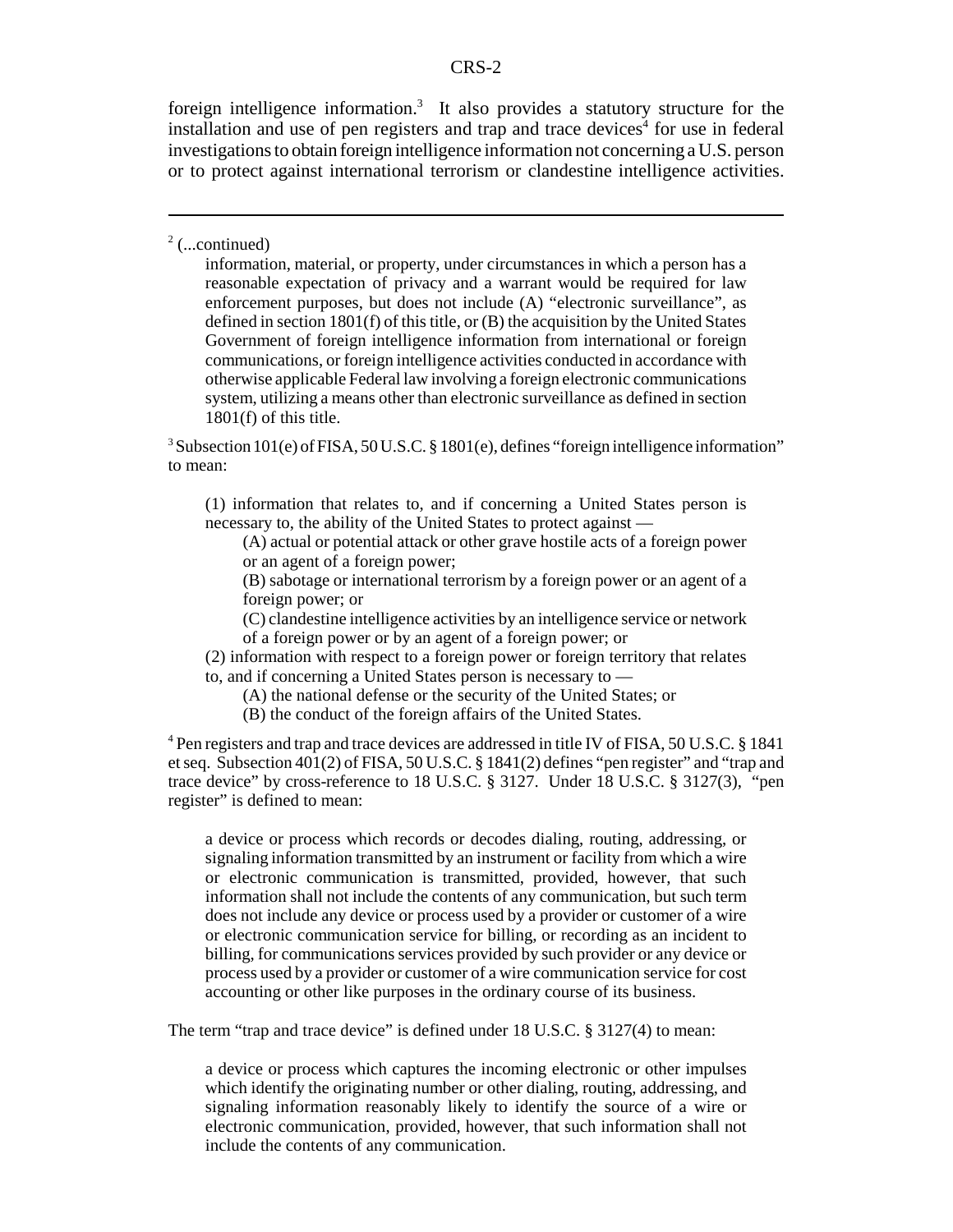foreign intelligence information.[3] It also provides a statutory structure for the installation and use of pen registers and trap and trace devices[4] for use in federal investigations to obtain foreign intelligence information not concerning a U.S. person or to protect against international terrorism or clandestine intelligence activities.

---

[2] (...continued)

> information, material, or property, under circumstances in which a person has a reasonable expectation of privacy and a warrant would be required for law enforcement purposes, but does not include (A) "electronic surveillance", as defined in section 1801(f) of this title, or (B) the acquisition by the United States Government of foreign intelligence information from international or foreign communications, or foreign intelligence activities conducted in accordance with otherwise applicable Federal law involving a foreign electronic communications system, utilizing a means other than electronic surveillance as defined in section 1801(f) of this title.

[3] Subsection 101(e) of FISA, 50 U.S.C. § 1801(e), defines "foreign intelligence information" to mean:

> (1) information that relates to, and if concerning a United States person is necessary to, the ability of the United States to protect against —
>
> (A) actual or potential attack or other grave hostile acts of a foreign power or an agent of a foreign power;
>
> (B) sabotage or international terrorism by a foreign power or an agent of a foreign power; or
>
> (C) clandestine intelligence activities by an intelligence service or network of a foreign power or by an agent of a foreign power; or
>
> (2) information with respect to a foreign power or foreign territory that relates to, and if concerning a United States person is necessary to —
>
> (A) the national defense or the security of the United States; or
>
> (B) the conduct of the foreign affairs of the United States.

[4] Pen registers and trap and trace devices are addressed in title IV of FISA, 50 U.S.C. § 1841 et seq. Subsection 401(2) of FISA, 50 U.S.C. § 1841(2) defines "pen register" and "trap and trace device" by cross-reference to 18 U.S.C. § 3127. Under 18 U.S.C. § 3127(3), "pen register" is defined to mean:

> a device or process which records or decodes dialing, routing, addressing, or signaling information transmitted by an instrument or facility from which a wire or electronic communication is transmitted, provided, however, that such information shall not include the contents of any communication, but such term does not include any device or process used by a provider or customer of a wire or electronic communication service for billing, or recording as an incident to billing, for communications services provided by such provider or any device or process used by a provider or customer of a wire communication service for cost accounting or other like purposes in the ordinary course of its business.

The term "trap and trace device" is defined under 18 U.S.C. § 3127(4) to mean:

> a device or process which captures the incoming electronic or other impulses which identify the originating number or other dialing, routing, addressing, and signaling information reasonably likely to identify the source of a wire or electronic communication, provided, however, that such information shall not include the contents of any communication.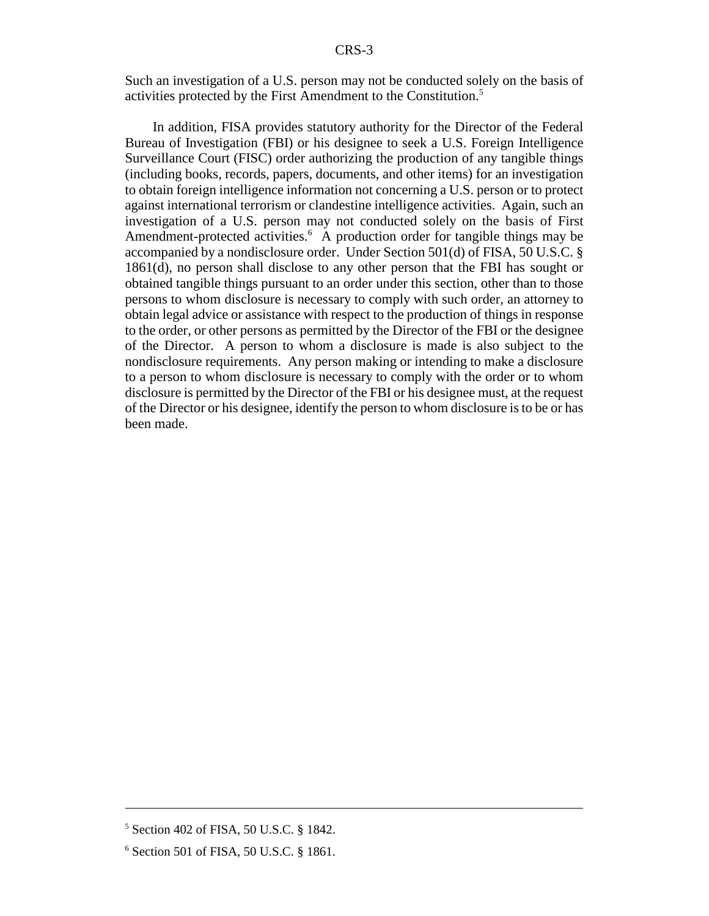Such an investigation of a U.S. person may not be conducted solely on the basis of activities protected by the First Amendment to the Constitution.[5]

In addition, FISA provides statutory authority for the Director of the Federal Bureau of Investigation (FBI) or his designee to seek a U.S. Foreign Intelligence Surveillance Court (FISC) order authorizing the production of any tangible things (including books, records, papers, documents, and other items) for an investigation to obtain foreign intelligence information not concerning a U.S. person or to protect against international terrorism or clandestine intelligence activities. Again, such an investigation of a U.S. person may not conducted solely on the basis of First Amendment-protected activities.[6] A production order for tangible things may be accompanied by a nondisclosure order. Under Section 501(d) of FISA, 50 U.S.C. § 1861(d), no person shall disclose to any other person that the FBI has sought or obtained tangible things pursuant to an order under this section, other than to those persons to whom disclosure is necessary to comply with such order, an attorney to obtain legal advice or assistance with respect to the production of things in response to the order, or other persons as permitted by the Director of the FBI or the designee of the Director. A person to whom a disclosure is made is also subject to the nondisclosure requirements. Any person making or intending to make a disclosure to a person to whom disclosure is necessary to comply with the order or to whom disclosure is permitted by the Director of the FBI or his designee must, at the request of the Director or his designee, identify the person to whom disclosure is to be or has been made.

---

[5] Section 402 of FISA, 50 U.S.C. § 1842.

[6] Section 501 of FISA, 50 U.S.C. § 1861.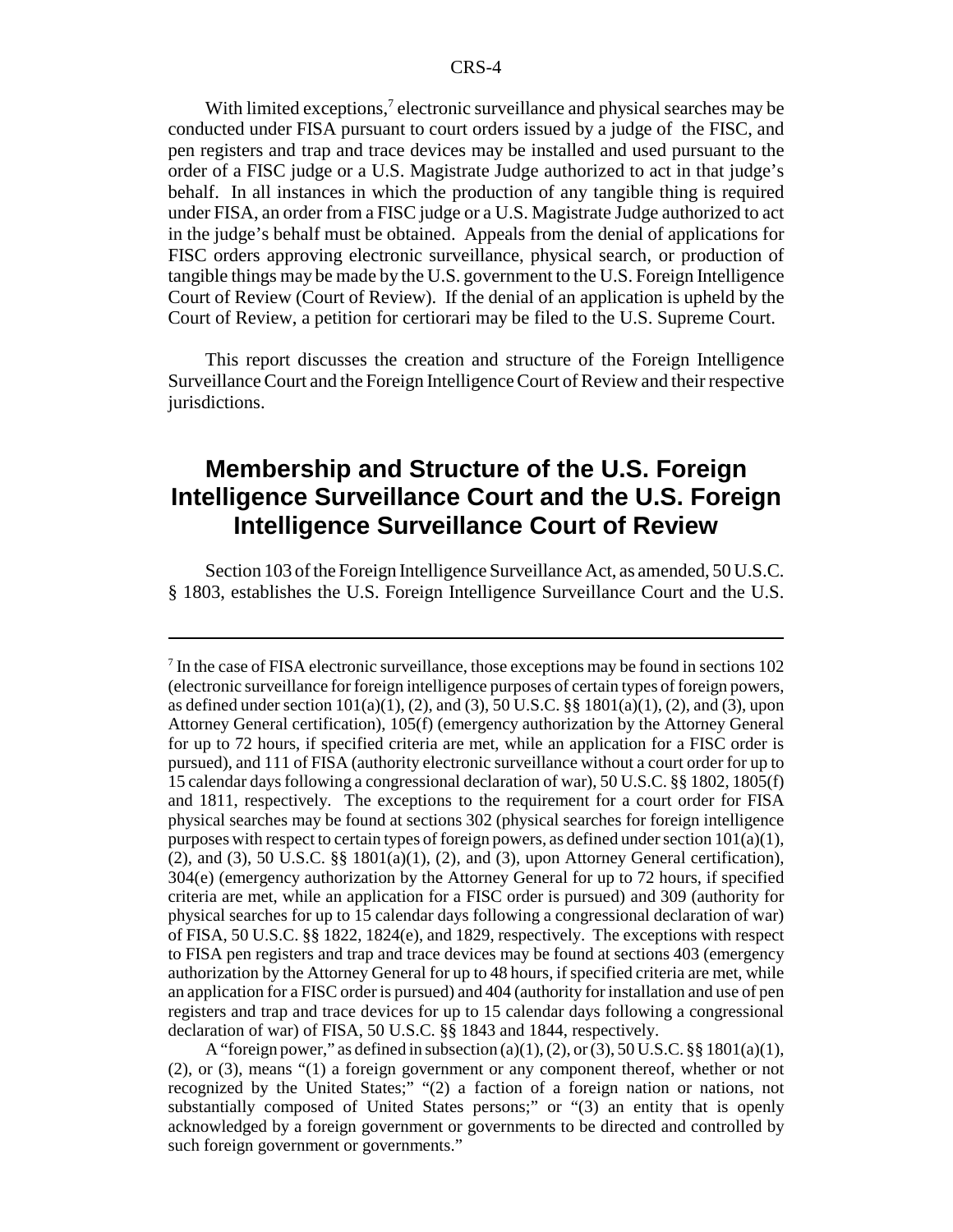With limited exceptions,[7] electronic surveillance and physical searches may be conducted under FISA pursuant to court orders issued by a judge of the FISC, and pen registers and trap and trace devices may be installed and used pursuant to the order of a FISC judge or a U.S. Magistrate Judge authorized to act in that judge's behalf. In all instances in which the production of any tangible thing is required under FISA, an order from a FISC judge or a U.S. Magistrate Judge authorized to act in the judge's behalf must be obtained. Appeals from the denial of applications for FISC orders approving electronic surveillance, physical search, or production of tangible things may be made by the U.S. government to the U.S. Foreign Intelligence Court of Review (Court of Review). If the denial of an application is upheld by the Court of Review, a petition for certiorari may be filed to the U.S. Supreme Court.

This report discusses the creation and structure of the Foreign Intelligence Surveillance Court and the Foreign Intelligence Court of Review and their respective jurisdictions.

## Membership and Structure of the U.S. Foreign Intelligence Surveillance Court and the U.S. Foreign Intelligence Surveillance Court of Review

Section 103 of the Foreign Intelligence Surveillance Act, as amended, 50 U.S.C. § 1803, establishes the U.S. Foreign Intelligence Surveillance Court and the U.S.

---

[7] In the case of FISA electronic surveillance, those exceptions may be found in sections 102 (electronic surveillance for foreign intelligence purposes of certain types of foreign powers, as defined under section 101(a)(1), (2), and (3), 50 U.S.C. §§ 1801(a)(1), (2), and (3), upon Attorney General certification), 105(f) (emergency authorization by the Attorney General for up to 72 hours, if specified criteria are met, while an application for a FISC order is pursued), and 111 of FISA (authority electronic surveillance without a court order for up to 15 calendar days following a congressional declaration of war), 50 U.S.C. §§ 1802, 1805(f) and 1811, respectively. The exceptions to the requirement for a court order for FISA physical searches may be found at sections 302 (physical searches for foreign intelligence purposes with respect to certain types of foreign powers, as defined under section 101(a)(1), (2), and (3), 50 U.S.C. §§ 1801(a)(1), (2), and (3), upon Attorney General certification), 304(e) (emergency authorization by the Attorney General for up to 72 hours, if specified criteria are met, while an application for a FISC order is pursued) and 309 (authority for physical searches for up to 15 calendar days following a congressional declaration of war) of FISA, 50 U.S.C. §§ 1822, 1824(e), and 1829, respectively. The exceptions with respect to FISA pen registers and trap and trace devices may be found at sections 403 (emergency authorization by the Attorney General for up to 48 hours, if specified criteria are met, while an application for a FISC order is pursued) and 404 (authority for installation and use of pen registers and trap and trace devices for up to 15 calendar days following a congressional declaration of war) of FISA, 50 U.S.C. §§ 1843 and 1844, respectively.

A "foreign power," as defined in subsection (a)(1), (2), or (3), 50 U.S.C. §§ 1801(a)(1), (2), or (3), means "(1) a foreign government or any component thereof, whether or not recognized by the United States;" "(2) a faction of a foreign nation or nations, not substantially composed of United States persons;" or "(3) an entity that is openly acknowledged by a foreign government or governments to be directed and controlled by such foreign government or governments."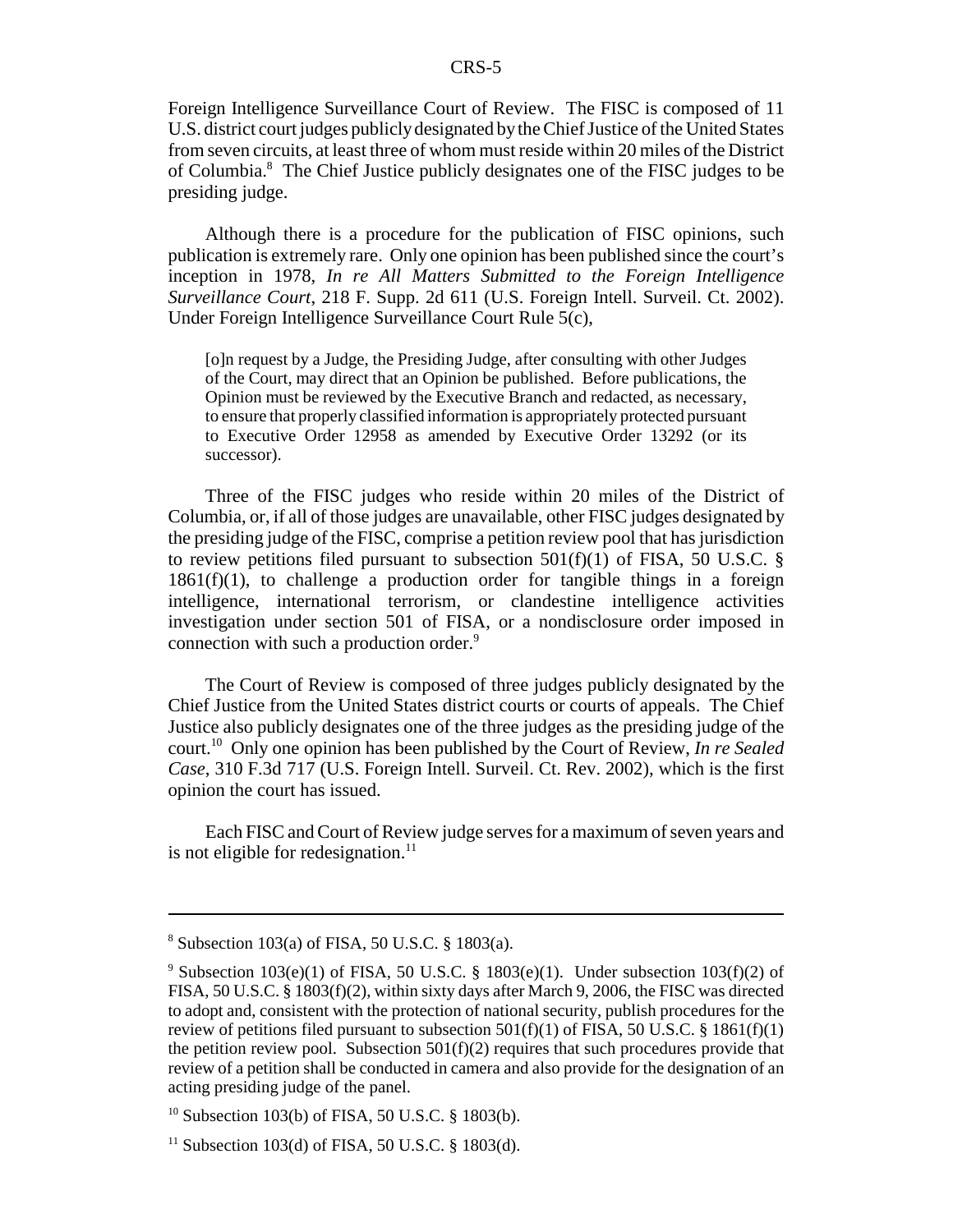Foreign Intelligence Surveillance Court of Review. The FISC is composed of 11 U.S. district court judges publicly designated by the Chief Justice of the United States from seven circuits, at least three of whom must reside within 20 miles of the District of Columbia.[8] The Chief Justice publicly designates one of the FISC judges to be presiding judge.

Although there is a procedure for the publication of FISC opinions, such publication is extremely rare. Only one opinion has been published since the court's inception in 1978, *In re All Matters Submitted to the Foreign Intelligence Surveillance Court*, 218 F. Supp. 2d 611 (U.S. Foreign Intell. Surveil. Ct. 2002). Under Foreign Intelligence Surveillance Court Rule 5(c),

> [o]n request by a Judge, the Presiding Judge, after consulting with other Judges of the Court, may direct that an Opinion be published. Before publications, the Opinion must be reviewed by the Executive Branch and redacted, as necessary, to ensure that properly classified information is appropriately protected pursuant to Executive Order 12958 as amended by Executive Order 13292 (or its successor).

Three of the FISC judges who reside within 20 miles of the District of Columbia, or, if all of those judges are unavailable, other FISC judges designated by the presiding judge of the FISC, comprise a petition review pool that has jurisdiction to review petitions filed pursuant to subsection 501(f)(1) of FISA, 50 U.S.C. § 1861(f)(1), to challenge a production order for tangible things in a foreign intelligence, international terrorism, or clandestine intelligence activities investigation under section 501 of FISA, or a nondisclosure order imposed in connection with such a production order.[9]

The Court of Review is composed of three judges publicly designated by the Chief Justice from the United States district courts or courts of appeals. The Chief Justice also publicly designates one of the three judges as the presiding judge of the court.[10] Only one opinion has been published by the Court of Review, *In re Sealed Case*, 310 F.3d 717 (U.S. Foreign Intell. Surveil. Ct. Rev. 2002), which is the first opinion the court has issued.

Each FISC and Court of Review judge serves for a maximum of seven years and is not eligible for redesignation.[11]

---

[8] Subsection 103(a) of FISA, 50 U.S.C. § 1803(a).

[9] Subsection 103(e)(1) of FISA, 50 U.S.C. § 1803(e)(1). Under subsection 103(f)(2) of FISA, 50 U.S.C. § 1803(f)(2), within sixty days after March 9, 2006, the FISC was directed to adopt and, consistent with the protection of national security, publish procedures for the review of petitions filed pursuant to subsection 501(f)(1) of FISA, 50 U.S.C. § 1861(f)(1) the petition review pool. Subsection 501(f)(2) requires that such procedures provide that review of a petition shall be conducted in camera and also provide for the designation of an acting presiding judge of the panel.

[10] Subsection 103(b) of FISA, 50 U.S.C. § 1803(b).

[11] Subsection 103(d) of FISA, 50 U.S.C. § 1803(d).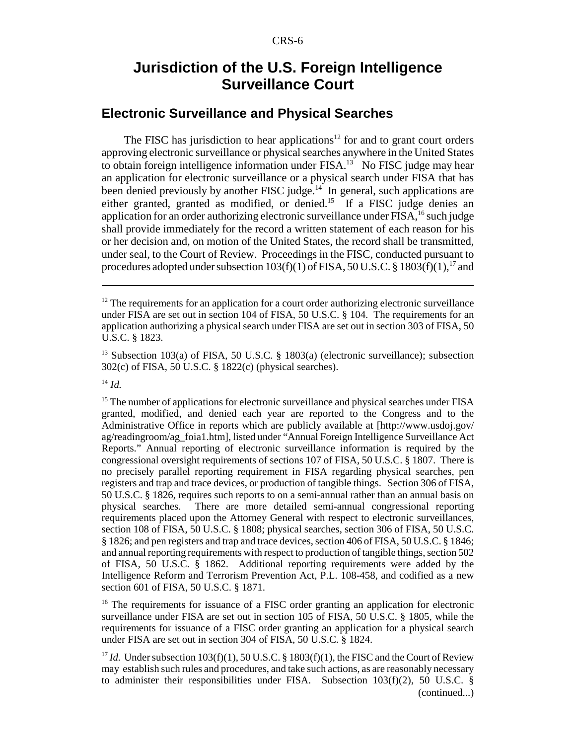# Jurisdiction of the U.S. Foreign Intelligence Surveillance Court

## Electronic Surveillance and Physical Searches

The FISC has jurisdiction to hear applications[12] for and to grant court orders approving electronic surveillance or physical searches anywhere in the United States to obtain foreign intelligence information under FISA.[13] No FISC judge may hear an application for electronic surveillance or a physical search under FISA that has been denied previously by another FISC judge.[14] In general, such applications are either granted, granted as modified, or denied.[15] If a FISC judge denies an application for an order authorizing electronic surveillance under FISA,[16] such judge shall provide immediately for the record a written statement of each reason for his or her decision and, on motion of the United States, the record shall be transmitted, under seal, to the Court of Review. Proceedings in the FISC, conducted pursuant to procedures adopted under subsection 103(f)(1) of FISA, 50 U.S.C. § 1803(f)(1),[17] and

---

[12] The requirements for an application for a court order authorizing electronic surveillance under FISA are set out in section 104 of FISA, 50 U.S.C. § 104. The requirements for an application authorizing a physical search under FISA are set out in section 303 of FISA, 50 U.S.C. § 1823.

[13] Subsection 103(a) of FISA, 50 U.S.C. § 1803(a) (electronic surveillance); subsection 302(c) of FISA, 50 U.S.C. § 1822(c) (physical searches).

[14] *Id.*

[15] The number of applications for electronic surveillance and physical searches under FISA granted, modified, and denied each year are reported to the Congress and to the Administrative Office in reports which are publicly available at [http://www.usdoj.gov/ag/readingroom/ag_foia1.htm], listed under "Annual Foreign Intelligence Surveillance Act Reports." Annual reporting of electronic surveillance information is required by the congressional oversight requirements of sections 107 of FISA, 50 U.S.C. § 1807. There is no precisely parallel reporting requirement in FISA regarding physical searches, pen registers and trap and trace devices, or production of tangible things. Section 306 of FISA, 50 U.S.C. § 1826, requires such reports to on a semi-annual rather than an annual basis on physical searches. There are more detailed semi-annual congressional reporting requirements placed upon the Attorney General with respect to electronic surveillances, section 108 of FISA, 50 U.S.C. § 1808; physical searches, section 306 of FISA, 50 U.S.C. § 1826; and pen registers and trap and trace devices, section 406 of FISA, 50 U.S.C. § 1846; and annual reporting requirements with respect to production of tangible things, section 502 of FISA, 50 U.S.C. § 1862. Additional reporting requirements were added by the Intelligence Reform and Terrorism Prevention Act, P.L. 108-458, and codified as a new section 601 of FISA, 50 U.S.C. § 1871.

[16] The requirements for issuance of a FISC order granting an application for electronic surveillance under FISA are set out in section 105 of FISA, 50 U.S.C. § 1805, while the requirements for issuance of a FISC order granting an application for a physical search under FISA are set out in section 304 of FISA, 50 U.S.C. § 1824.

[17] *Id.* Under subsection 103(f)(1), 50 U.S.C. § 1803(f)(1), the FISC and the Court of Review may establish such rules and procedures, and take such actions, as are reasonably necessary to administer their responsibilities under FISA. Subsection 103(f)(2), 50 U.S.C. § (continued...)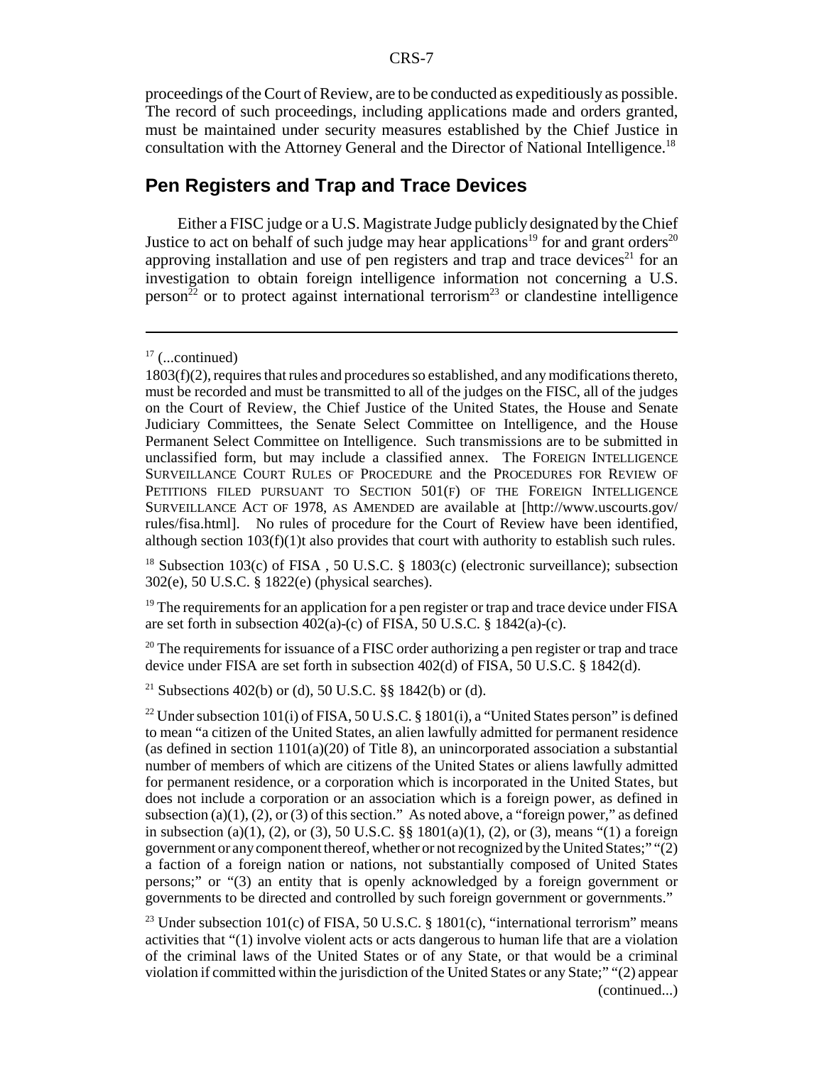proceedings of the Court of Review, are to be conducted as expeditiously as possible. The record of such proceedings, including applications made and orders granted, must be maintained under security measures established by the Chief Justice in consultation with the Attorney General and the Director of National Intelligence.[18]

## Pen Registers and Trap and Trace Devices

Either a FISC judge or a U.S. Magistrate Judge publicly designated by the Chief Justice to act on behalf of such judge may hear applications[19] for and grant orders[20] approving installation and use of pen registers and trap and trace devices[21] for an investigation to obtain foreign intelligence information not concerning a U.S. person[22] or to protect against international terrorism[23] or clandestine intelligence

---

[17] (...continued)
1803(f)(2), requires that rules and procedures so established, and any modifications thereto, must be recorded and must be transmitted to all of the judges on the FISC, all of the judges on the Court of Review, the Chief Justice of the United States, the House and Senate Judiciary Committees, the Senate Select Committee on Intelligence, and the House Permanent Select Committee on Intelligence. Such transmissions are to be submitted in unclassified form, but may include a classified annex. The FOREIGN INTELLIGENCE SURVEILLANCE COURT RULES OF PROCEDURE and the PROCEDURES FOR REVIEW OF PETITIONS FILED PURSUANT TO SECTION 501(F) OF THE FOREIGN INTELLIGENCE SURVEILLANCE ACT OF 1978, AS AMENDED are available at [http://www.uscourts.gov/rules/fisa.html]. No rules of procedure for the Court of Review have been identified, although section 103(f)(1)t also provides that court with authority to establish such rules.

[18] Subsection 103(c) of FISA , 50 U.S.C. § 1803(c) (electronic surveillance); subsection 302(e), 50 U.S.C. § 1822(e) (physical searches).

[19] The requirements for an application for a pen register or trap and trace device under FISA are set forth in subsection 402(a)-(c) of FISA, 50 U.S.C. § 1842(a)-(c).

[20] The requirements for issuance of a FISC order authorizing a pen register or trap and trace device under FISA are set forth in subsection 402(d) of FISA, 50 U.S.C. § 1842(d).

[21] Subsections 402(b) or (d), 50 U.S.C. §§ 1842(b) or (d).

[22] Under subsection 101(i) of FISA, 50 U.S.C. § 1801(i), a "United States person" is defined to mean "a citizen of the United States, an alien lawfully admitted for permanent residence (as defined in section 1101(a)(20) of Title 8), an unincorporated association a substantial number of members of which are citizens of the United States or aliens lawfully admitted for permanent residence, or a corporation which is incorporated in the United States, but does not include a corporation or an association which is a foreign power, as defined in subsection (a)(1), (2), or (3) of this section." As noted above, a "foreign power," as defined in subsection (a)(1), (2), or (3), 50 U.S.C. §§ 1801(a)(1), (2), or (3), means "(1) a foreign government or any component thereof, whether or not recognized by the United States;" "(2) a faction of a foreign nation or nations, not substantially composed of United States persons;" or "(3) an entity that is openly acknowledged by a foreign government or governments to be directed and controlled by such foreign government or governments."

[23] Under subsection 101(c) of FISA, 50 U.S.C. § 1801(c), "international terrorism" means activities that "(1) involve violent acts or acts dangerous to human life that are a violation of the criminal laws of the United States or of any State, or that would be a criminal violation if committed within the jurisdiction of the United States or any State;" "(2) appear
(continued...)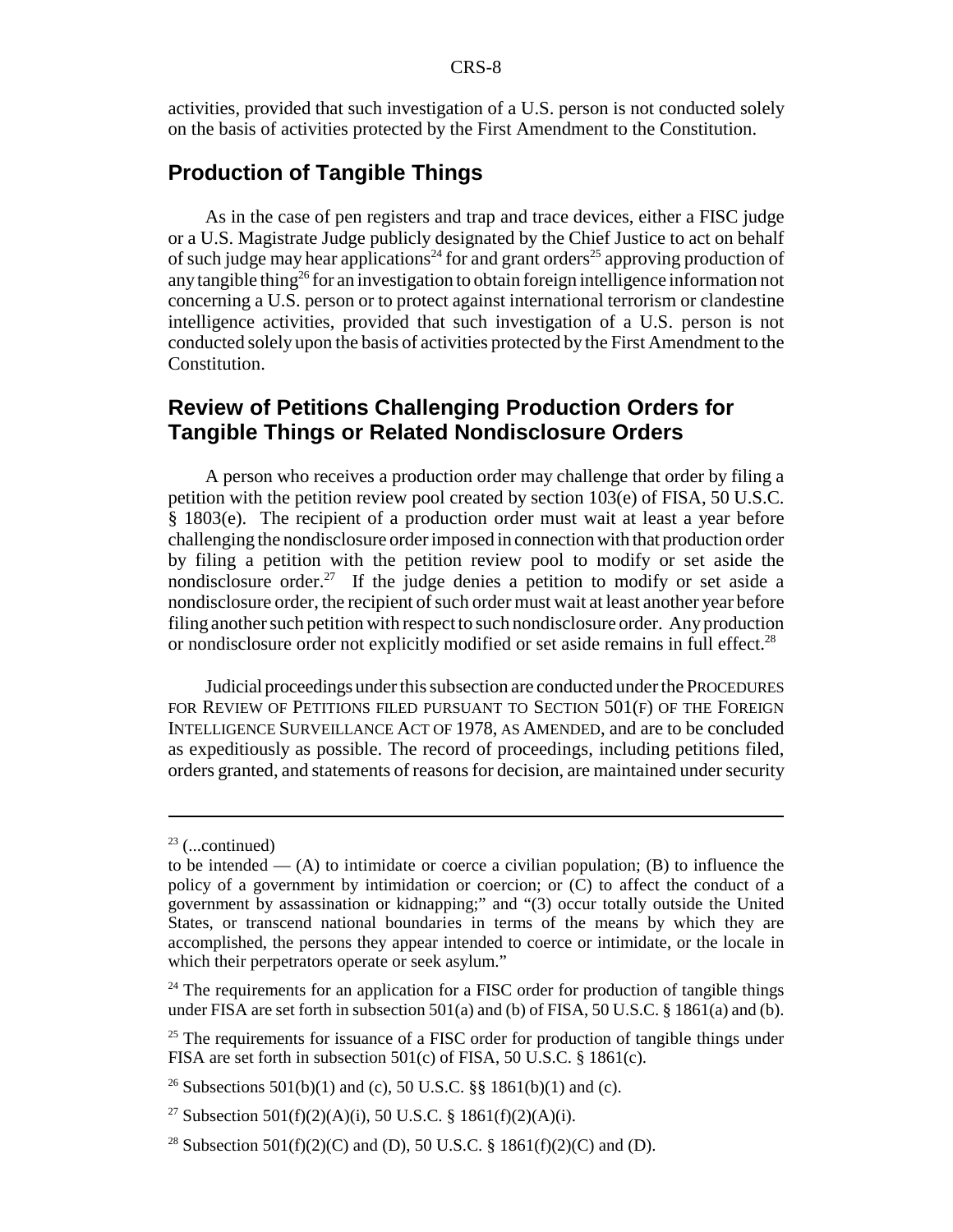activities, provided that such investigation of a U.S. person is not conducted solely on the basis of activities protected by the First Amendment to the Constitution.

## Production of Tangible Things

As in the case of pen registers and trap and trace devices, either a FISC judge or a U.S. Magistrate Judge publicly designated by the Chief Justice to act on behalf of such judge may hear applications[24] for and grant orders[25] approving production of any tangible thing[26] for an investigation to obtain foreign intelligence information not concerning a U.S. person or to protect against international terrorism or clandestine intelligence activities, provided that such investigation of a U.S. person is not conducted solely upon the basis of activities protected by the First Amendment to the Constitution.

## Review of Petitions Challenging Production Orders for Tangible Things or Related Nondisclosure Orders

A person who receives a production order may challenge that order by filing a petition with the petition review pool created by section 103(e) of FISA, 50 U.S.C. § 1803(e). The recipient of a production order must wait at least a year before challenging the nondisclosure order imposed in connection with that production order by filing a petition with the petition review pool to modify or set aside the nondisclosure order.[27] If the judge denies a petition to modify or set aside a nondisclosure order, the recipient of such order must wait at least another year before filing another such petition with respect to such nondisclosure order. Any production or nondisclosure order not explicitly modified or set aside remains in full effect.[28]

Judicial proceedings under this subsection are conducted under the PROCEDURES FOR REVIEW OF PETITIONS FILED PURSUANT TO SECTION 501(F) OF THE FOREIGN INTELLIGENCE SURVEILLANCE ACT OF 1978, AS AMENDED, and are to be concluded as expeditiously as possible. The record of proceedings, including petitions filed, orders granted, and statements of reasons for decision, are maintained under security

---

[23] (...continued)
to be intended — (A) to intimidate or coerce a civilian population; (B) to influence the policy of a government by intimidation or coercion; or (C) to affect the conduct of a government by assassination or kidnapping;" and "(3) occur totally outside the United States, or transcend national boundaries in terms of the means by which they are accomplished, the persons they appear intended to coerce or intimidate, or the locale in which their perpetrators operate or seek asylum."

[24] The requirements for an application for a FISC order for production of tangible things under FISA are set forth in subsection 501(a) and (b) of FISA, 50 U.S.C. § 1861(a) and (b).

[25] The requirements for issuance of a FISC order for production of tangible things under FISA are set forth in subsection 501(c) of FISA, 50 U.S.C. § 1861(c).

[26] Subsections 501(b)(1) and (c), 50 U.S.C. §§ 1861(b)(1) and (c).

[27] Subsection 501(f)(2)(A)(i), 50 U.S.C. § 1861(f)(2)(A)(i).

[28] Subsection 501(f)(2)(C) and (D), 50 U.S.C. § 1861(f)(2)(C) and (D).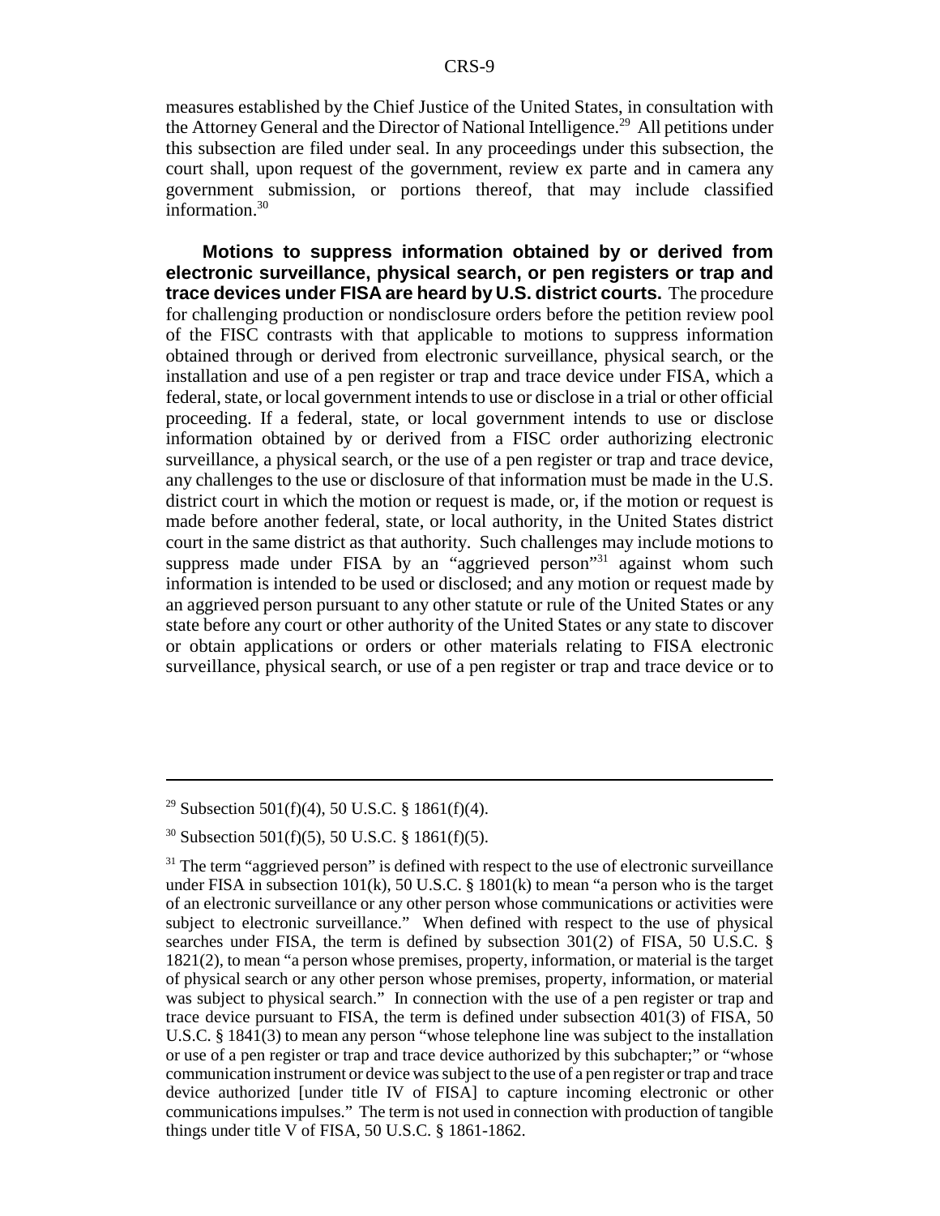measures established by the Chief Justice of the United States, in consultation with the Attorney General and the Director of National Intelligence.[29] All petitions under this subsection are filed under seal. In any proceedings under this subsection, the court shall, upon request of the government, review ex parte and in camera any government submission, or portions thereof, that may include classified information.[30]

**Motions to suppress information obtained by or derived from electronic surveillance, physical search, or pen registers or trap and trace devices under FISA are heard by U.S. district courts.** The procedure for challenging production or nondisclosure orders before the petition review pool of the FISC contrasts with that applicable to motions to suppress information obtained through or derived from electronic surveillance, physical search, or the installation and use of a pen register or trap and trace device under FISA, which a federal, state, or local government intends to use or disclose in a trial or other official proceeding. If a federal, state, or local government intends to use or disclose information obtained by or derived from a FISC order authorizing electronic surveillance, a physical search, or the use of a pen register or trap and trace device, any challenges to the use or disclosure of that information must be made in the U.S. district court in which the motion or request is made, or, if the motion or request is made before another federal, state, or local authority, in the United States district court in the same district as that authority. Such challenges may include motions to suppress made under FISA by an "aggrieved person"[31] against whom such information is intended to be used or disclosed; and any motion or request made by an aggrieved person pursuant to any other statute or rule of the United States or any state before any court or other authority of the United States or any state to discover or obtain applications or orders or other materials relating to FISA electronic surveillance, physical search, or use of a pen register or trap and trace device or to

---

[29] Subsection 501(f)(4), 50 U.S.C. § 1861(f)(4).

[30] Subsection 501(f)(5), 50 U.S.C. § 1861(f)(5).

[31] The term "aggrieved person" is defined with respect to the use of electronic surveillance under FISA in subsection 101(k), 50 U.S.C. § 1801(k) to mean "a person who is the target of an electronic surveillance or any other person whose communications or activities were subject to electronic surveillance." When defined with respect to the use of physical searches under FISA, the term is defined by subsection 301(2) of FISA, 50 U.S.C. § 1821(2), to mean "a person whose premises, property, information, or material is the target of physical search or any other person whose premises, property, information, or material was subject to physical search." In connection with the use of a pen register or trap and trace device pursuant to FISA, the term is defined under subsection 401(3) of FISA, 50 U.S.C. § 1841(3) to mean any person "whose telephone line was subject to the installation or use of a pen register or trap and trace device authorized by this subchapter;" or "whose communication instrument or device was subject to the use of a pen register or trap and trace device authorized [under title IV of FISA] to capture incoming electronic or other communications impulses." The term is not used in connection with production of tangible things under title V of FISA, 50 U.S.C. § 1861-1862.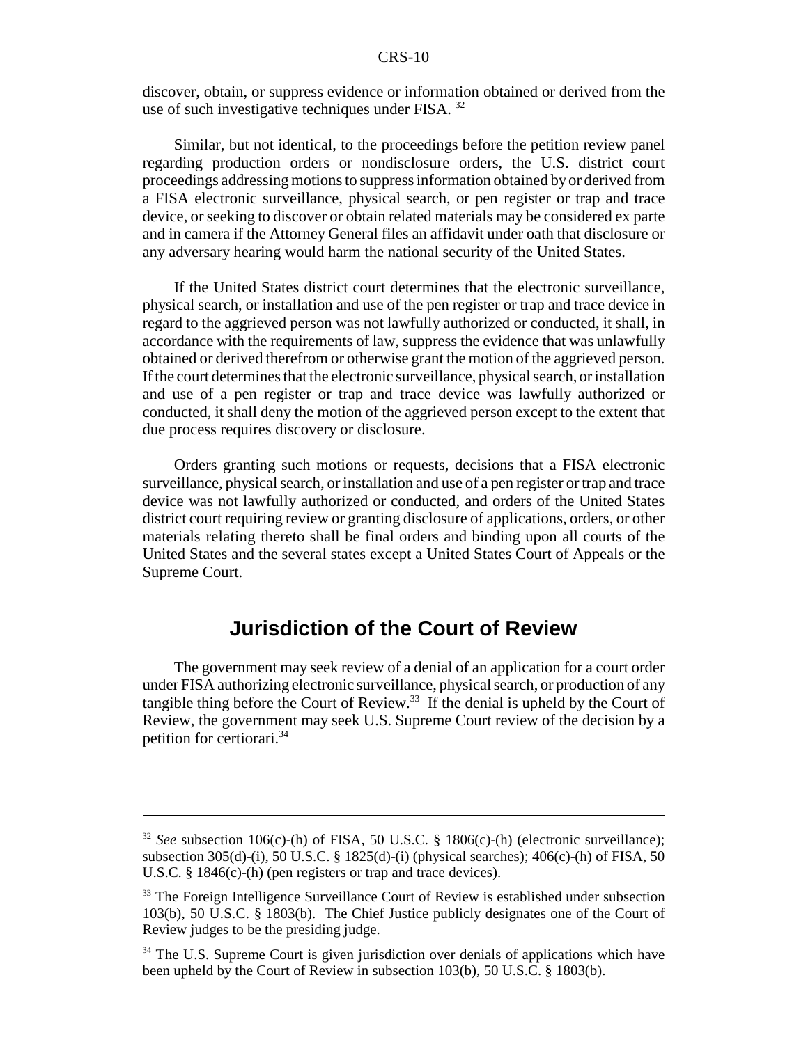discover, obtain, or suppress evidence or information obtained or derived from the use of such investigative techniques under FISA. [32]

Similar, but not identical, to the proceedings before the petition review panel regarding production orders or nondisclosure orders, the U.S. district court proceedings addressing motions to suppress information obtained by or derived from a FISA electronic surveillance, physical search, or pen register or trap and trace device, or seeking to discover or obtain related materials may be considered ex parte and in camera if the Attorney General files an affidavit under oath that disclosure or any adversary hearing would harm the national security of the United States.

If the United States district court determines that the electronic surveillance, physical search, or installation and use of the pen register or trap and trace device in regard to the aggrieved person was not lawfully authorized or conducted, it shall, in accordance with the requirements of law, suppress the evidence that was unlawfully obtained or derived therefrom or otherwise grant the motion of the aggrieved person. If the court determines that the electronic surveillance, physical search, or installation and use of a pen register or trap and trace device was lawfully authorized or conducted, it shall deny the motion of the aggrieved person except to the extent that due process requires discovery or disclosure.

Orders granting such motions or requests, decisions that a FISA electronic surveillance, physical search, or installation and use of a pen register or trap and trace device was not lawfully authorized or conducted, and orders of the United States district court requiring review or granting disclosure of applications, orders, or other materials relating thereto shall be final orders and binding upon all courts of the United States and the several states except a United States Court of Appeals or the Supreme Court.

## Jurisdiction of the Court of Review

The government may seek review of a denial of an application for a court order under FISA authorizing electronic surveillance, physical search, or production of any tangible thing before the Court of Review.[33] If the denial is upheld by the Court of Review, the government may seek U.S. Supreme Court review of the decision by a petition for certiorari.[34]

---

[32] *See* subsection 106(c)-(h) of FISA, 50 U.S.C. § 1806(c)-(h) (electronic surveillance); subsection 305(d)-(i), 50 U.S.C. § 1825(d)-(i) (physical searches); 406(c)-(h) of FISA, 50 U.S.C. § 1846(c)-(h) (pen registers or trap and trace devices).

[33] The Foreign Intelligence Surveillance Court of Review is established under subsection 103(b), 50 U.S.C. § 1803(b). The Chief Justice publicly designates one of the Court of Review judges to be the presiding judge.

[34] The U.S. Supreme Court is given jurisdiction over denials of applications which have been upheld by the Court of Review in subsection 103(b), 50 U.S.C. § 1803(b).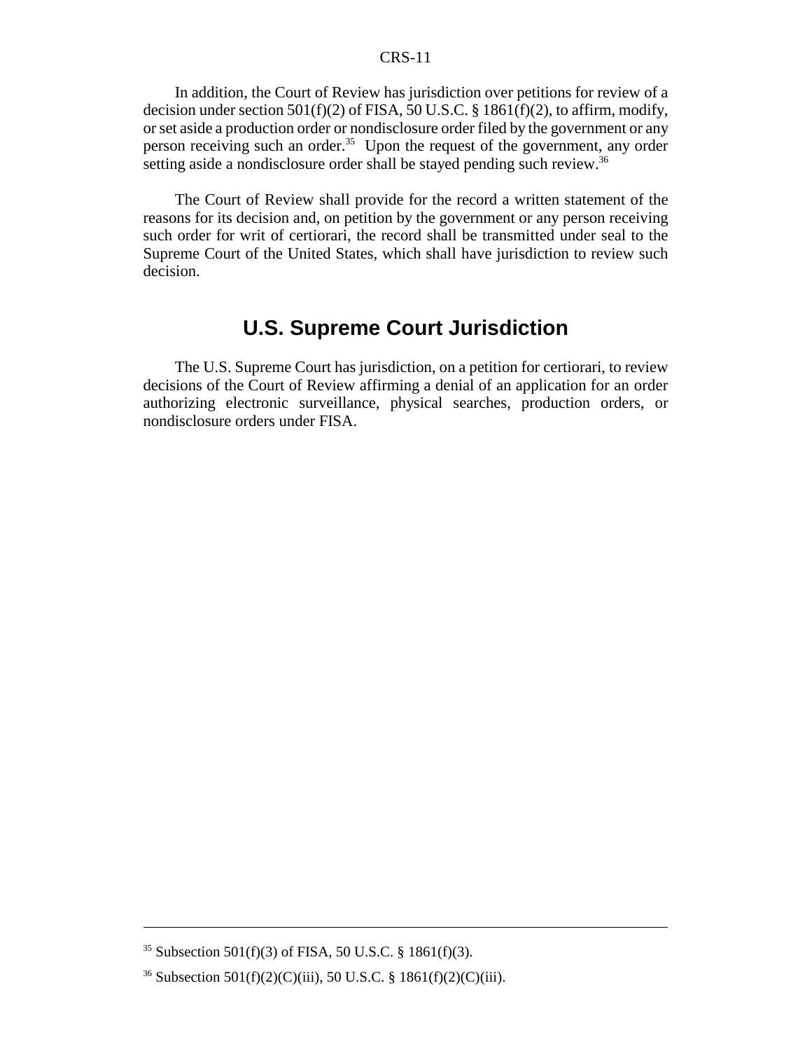In addition, the Court of Review has jurisdiction over petitions for review of a decision under section 501(f)(2) of FISA, 50 U.S.C. § 1861(f)(2), to affirm, modify, or set aside a production order or nondisclosure order filed by the government or any person receiving such an order.[35] Upon the request of the government, any order setting aside a nondisclosure order shall be stayed pending such review.[36]

The Court of Review shall provide for the record a written statement of the reasons for its decision and, on petition by the government or any person receiving such order for writ of certiorari, the record shall be transmitted under seal to the Supreme Court of the United States, which shall have jurisdiction to review such decision.

## U.S. Supreme Court Jurisdiction

The U.S. Supreme Court has jurisdiction, on a petition for certiorari, to review decisions of the Court of Review affirming a denial of an application for an order authorizing electronic surveillance, physical searches, production orders, or nondisclosure orders under FISA.

---

[35] Subsection 501(f)(3) of FISA, 50 U.S.C. § 1861(f)(3).

[36] Subsection 501(f)(2)(C)(iii), 50 U.S.C. § 1861(f)(2)(C)(iii).